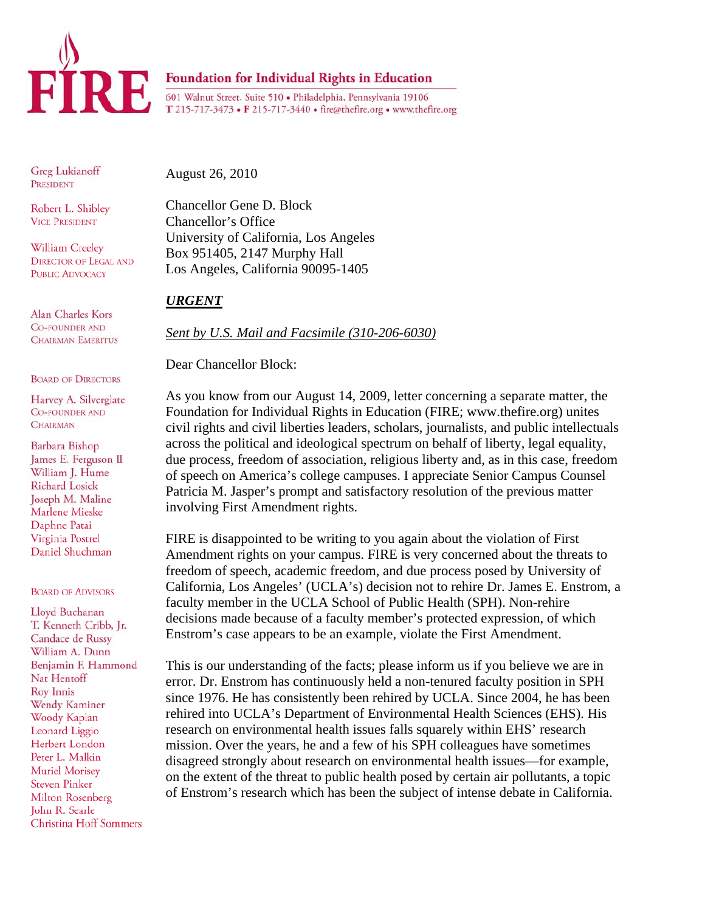# FIRE

**Foundation for Individual Rights in Education**

601 Walnut Street, Suite 510 • Philadelphia, Pennsylvania 19106
T 215-717-3473 • F 215-717-3440 • fire@thefire.org • www.thefire.org

Greg Lukianoff
PRESIDENT

Robert L. Shibley
VICE PRESIDENT

William Creeley
DIRECTOR OF LEGAL AND PUBLIC ADVOCACY

Alan Charles Kors
CO-FOUNDER AND CHAIRMAN EMERITUS

BOARD OF DIRECTORS

Harvey A. Silverglate
CO-FOUNDER AND CHAIRMAN

Barbara Bishop
James E. Ferguson II
William J. Hume
Richard Losick
Joseph M. Maline
Marlene Mieske
Daphne Patai
Virginia Postrel
Daniel Shuchman

BOARD OF ADVISORS

Lloyd Buchanan
T. Kenneth Cribb, Jr.
Candace de Russy
William A. Dunn
Benjamin F. Hammond
Nat Hentoff
Roy Innis
Wendy Kaminer
Woody Kaplan
Leonard Liggio
Herbert London
Peter L. Malkin
Muriel Morisey
Steven Pinker
Milton Rosenberg
John R. Searle
Christina Hoff Sommers

August 26, 2010

Chancellor Gene D. Block
Chancellor's Office
University of California, Los Angeles
Box 951405, 2147 Murphy Hall
Los Angeles, California 90095-1405

***URGENT***

*Sent by U.S. Mail and Facsimile (310-206-6030)*

Dear Chancellor Block:

As you know from our August 14, 2009, letter concerning a separate matter, the Foundation for Individual Rights in Education (FIRE; www.thefire.org) unites civil rights and civil liberties leaders, scholars, journalists, and public intellectuals across the political and ideological spectrum on behalf of liberty, legal equality, due process, freedom of association, religious liberty and, as in this case, freedom of speech on America's college campuses. I appreciate Senior Campus Counsel Patricia M. Jasper's prompt and satisfactory resolution of the previous matter involving First Amendment rights.

FIRE is disappointed to be writing to you again about the violation of First Amendment rights on your campus. FIRE is very concerned about the threats to freedom of speech, academic freedom, and due process posed by University of California, Los Angeles' (UCLA's) decision not to rehire Dr. James E. Enstrom, a faculty member in the UCLA School of Public Health (SPH). Non-rehire decisions made because of a faculty member's protected expression, of which Enstrom's case appears to be an example, violate the First Amendment.

This is our understanding of the facts; please inform us if you believe we are in error. Dr. Enstrom has continuously held a non-tenured faculty position in SPH since 1976. He has consistently been rehired by UCLA. Since 2004, he has been rehired into UCLA's Department of Environmental Health Sciences (EHS). His research on environmental health issues falls squarely within EHS' research mission. Over the years, he and a few of his SPH colleagues have sometimes disagreed strongly about research on environmental health issues—for example, on the extent of the threat to public health posed by certain air pollutants, a topic of Enstrom's research which has been the subject of intense debate in California.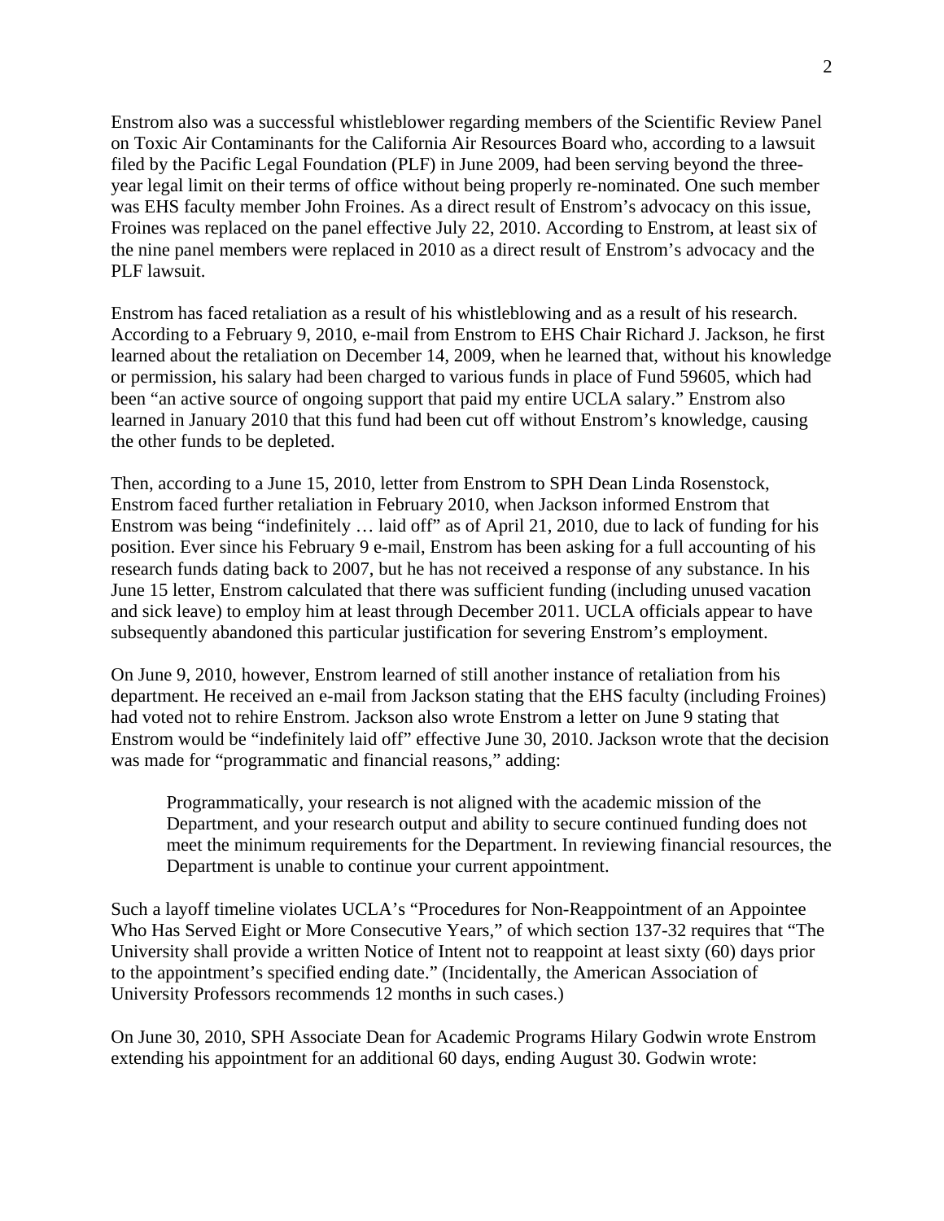Enstrom also was a successful whistleblower regarding members of the Scientific Review Panel on Toxic Air Contaminants for the California Air Resources Board who, according to a lawsuit filed by the Pacific Legal Foundation (PLF) in June 2009, had been serving beyond the three-year legal limit on their terms of office without being properly re-nominated. One such member was EHS faculty member John Froines. As a direct result of Enstrom's advocacy on this issue, Froines was replaced on the panel effective July 22, 2010. According to Enstrom, at least six of the nine panel members were replaced in 2010 as a direct result of Enstrom's advocacy and the PLF lawsuit.

Enstrom has faced retaliation as a result of his whistleblowing and as a result of his research. According to a February 9, 2010, e-mail from Enstrom to EHS Chair Richard J. Jackson, he first learned about the retaliation on December 14, 2009, when he learned that, without his knowledge or permission, his salary had been charged to various funds in place of Fund 59605, which had been "an active source of ongoing support that paid my entire UCLA salary." Enstrom also learned in January 2010 that this fund had been cut off without Enstrom's knowledge, causing the other funds to be depleted.

Then, according to a June 15, 2010, letter from Enstrom to SPH Dean Linda Rosenstock, Enstrom faced further retaliation in February 2010, when Jackson informed Enstrom that Enstrom was being "indefinitely … laid off" as of April 21, 2010, due to lack of funding for his position. Ever since his February 9 e-mail, Enstrom has been asking for a full accounting of his research funds dating back to 2007, but he has not received a response of any substance. In his June 15 letter, Enstrom calculated that there was sufficient funding (including unused vacation and sick leave) to employ him at least through December 2011. UCLA officials appear to have subsequently abandoned this particular justification for severing Enstrom's employment.

On June 9, 2010, however, Enstrom learned of still another instance of retaliation from his department. He received an e-mail from Jackson stating that the EHS faculty (including Froines) had voted not to rehire Enstrom. Jackson also wrote Enstrom a letter on June 9 stating that Enstrom would be "indefinitely laid off" effective June 30, 2010. Jackson wrote that the decision was made for "programmatic and financial reasons," adding:

> Programmatically, your research is not aligned with the academic mission of the Department, and your research output and ability to secure continued funding does not meet the minimum requirements for the Department. In reviewing financial resources, the Department is unable to continue your current appointment.

Such a layoff timeline violates UCLA's "Procedures for Non-Reappointment of an Appointee Who Has Served Eight or More Consecutive Years," of which section 137-32 requires that "The University shall provide a written Notice of Intent not to reappoint at least sixty (60) days prior to the appointment's specified ending date." (Incidentally, the American Association of University Professors recommends 12 months in such cases.)

On June 30, 2010, SPH Associate Dean for Academic Programs Hilary Godwin wrote Enstrom extending his appointment for an additional 60 days, ending August 30. Godwin wrote: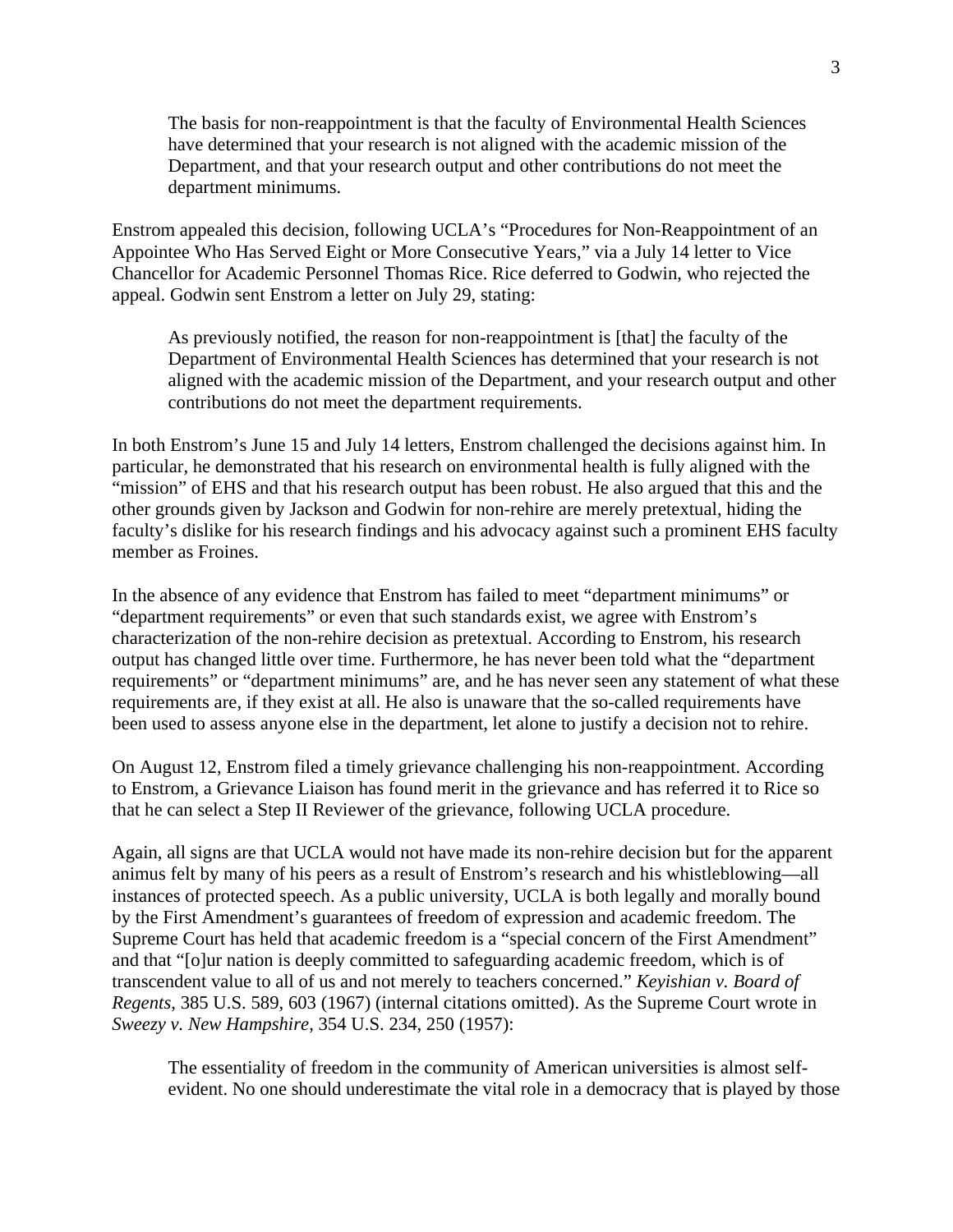> The basis for non-reappointment is that the faculty of Environmental Health Sciences have determined that your research is not aligned with the academic mission of the Department, and that your research output and other contributions do not meet the department minimums.

Enstrom appealed this decision, following UCLA's "Procedures for Non-Reappointment of an Appointee Who Has Served Eight or More Consecutive Years," via a July 14 letter to Vice Chancellor for Academic Personnel Thomas Rice. Rice deferred to Godwin, who rejected the appeal. Godwin sent Enstrom a letter on July 29, stating:

> As previously notified, the reason for non-reappointment is [that] the faculty of the Department of Environmental Health Sciences has determined that your research is not aligned with the academic mission of the Department, and your research output and other contributions do not meet the department requirements.

In both Enstrom's June 15 and July 14 letters, Enstrom challenged the decisions against him. In particular, he demonstrated that his research on environmental health is fully aligned with the "mission" of EHS and that his research output has been robust. He also argued that this and the other grounds given by Jackson and Godwin for non-rehire are merely pretextual, hiding the faculty's dislike for his research findings and his advocacy against such a prominent EHS faculty member as Froines.

In the absence of any evidence that Enstrom has failed to meet "department minimums" or "department requirements" or even that such standards exist, we agree with Enstrom's characterization of the non-rehire decision as pretextual. According to Enstrom, his research output has changed little over time. Furthermore, he has never been told what the "department requirements" or "department minimums" are, and he has never seen any statement of what these requirements are, if they exist at all. He also is unaware that the so-called requirements have been used to assess anyone else in the department, let alone to justify a decision not to rehire.

On August 12, Enstrom filed a timely grievance challenging his non-reappointment. According to Enstrom, a Grievance Liaison has found merit in the grievance and has referred it to Rice so that he can select a Step II Reviewer of the grievance, following UCLA procedure.

Again, all signs are that UCLA would not have made its non-rehire decision but for the apparent animus felt by many of his peers as a result of Enstrom's research and his whistleblowing—all instances of protected speech. As a public university, UCLA is both legally and morally bound by the First Amendment's guarantees of freedom of expression and academic freedom. The Supreme Court has held that academic freedom is a "special concern of the First Amendment" and that "[o]ur nation is deeply committed to safeguarding academic freedom, which is of transcendent value to all of us and not merely to teachers concerned." *Keyishian v. Board of Regents*, 385 U.S. 589, 603 (1967) (internal citations omitted). As the Supreme Court wrote in *Sweezy v. New Hampshire*, 354 U.S. 234, 250 (1957):

> The essentiality of freedom in the community of American universities is almost self-evident. No one should underestimate the vital role in a democracy that is played by those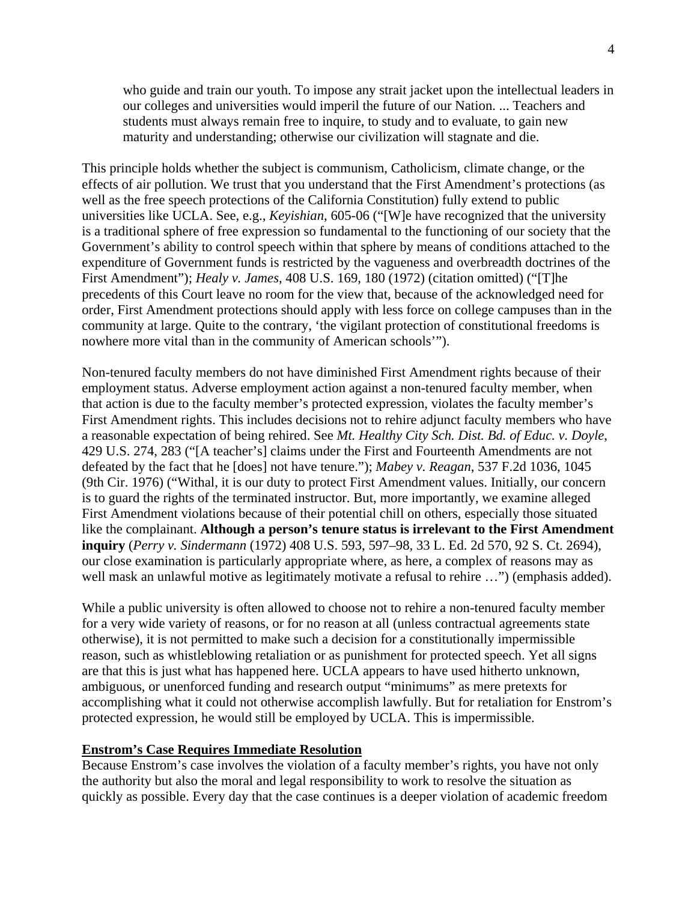> who guide and train our youth. To impose any strait jacket upon the intellectual leaders in our colleges and universities would imperil the future of our Nation. ... Teachers and students must always remain free to inquire, to study and to evaluate, to gain new maturity and understanding; otherwise our civilization will stagnate and die.

This principle holds whether the subject is communism, Catholicism, climate change, or the effects of air pollution. We trust that you understand that the First Amendment's protections (as well as the free speech protections of the California Constitution) fully extend to public universities like UCLA. See, e.g., *Keyishian*, 605-06 ("[W]e have recognized that the university is a traditional sphere of free expression so fundamental to the functioning of our society that the Government's ability to control speech within that sphere by means of conditions attached to the expenditure of Government funds is restricted by the vagueness and overbreadth doctrines of the First Amendment"); *Healy v. James*, 408 U.S. 169, 180 (1972) (citation omitted) ("[T]he precedents of this Court leave no room for the view that, because of the acknowledged need for order, First Amendment protections should apply with less force on college campuses than in the community at large. Quite to the contrary, 'the vigilant protection of constitutional freedoms is nowhere more vital than in the community of American schools'").

Non-tenured faculty members do not have diminished First Amendment rights because of their employment status. Adverse employment action against a non-tenured faculty member, when that action is due to the faculty member's protected expression, violates the faculty member's First Amendment rights. This includes decisions not to rehire adjunct faculty members who have a reasonable expectation of being rehired. See *Mt. Healthy City Sch. Dist. Bd. of Educ. v. Doyle*, 429 U.S. 274, 283 ("[A teacher's] claims under the First and Fourteenth Amendments are not defeated by the fact that he [does] not have tenure."); *Mabey v. Reagan*, 537 F.2d 1036, 1045 (9th Cir. 1976) ("Withal, it is our duty to protect First Amendment values. Initially, our concern is to guard the rights of the terminated instructor. But, more importantly, we examine alleged First Amendment violations because of their potential chill on others, especially those situated like the complainant. **Although a person's tenure status is irrelevant to the First Amendment inquiry** (*Perry v. Sindermann* (1972) 408 U.S. 593, 597–98, 33 L. Ed. 2d 570, 92 S. Ct. 2694), our close examination is particularly appropriate where, as here, a complex of reasons may as well mask an unlawful motive as legitimately motivate a refusal to rehire …") (emphasis added).

While a public university is often allowed to choose not to rehire a non-tenured faculty member for a very wide variety of reasons, or for no reason at all (unless contractual agreements state otherwise), it is not permitted to make such a decision for a constitutionally impermissible reason, such as whistleblowing retaliation or as punishment for protected speech. Yet all signs are that this is just what has happened here. UCLA appears to have used hitherto unknown, ambiguous, or unenforced funding and research output "minimums" as mere pretexts for accomplishing what it could not otherwise accomplish lawfully. But for retaliation for Enstrom's protected expression, he would still be employed by UCLA. This is impermissible.

**Enstrom's Case Requires Immediate Resolution**

Because Enstrom's case involves the violation of a faculty member's rights, you have not only the authority but also the moral and legal responsibility to work to resolve the situation as quickly as possible. Every day that the case continues is a deeper violation of academic freedom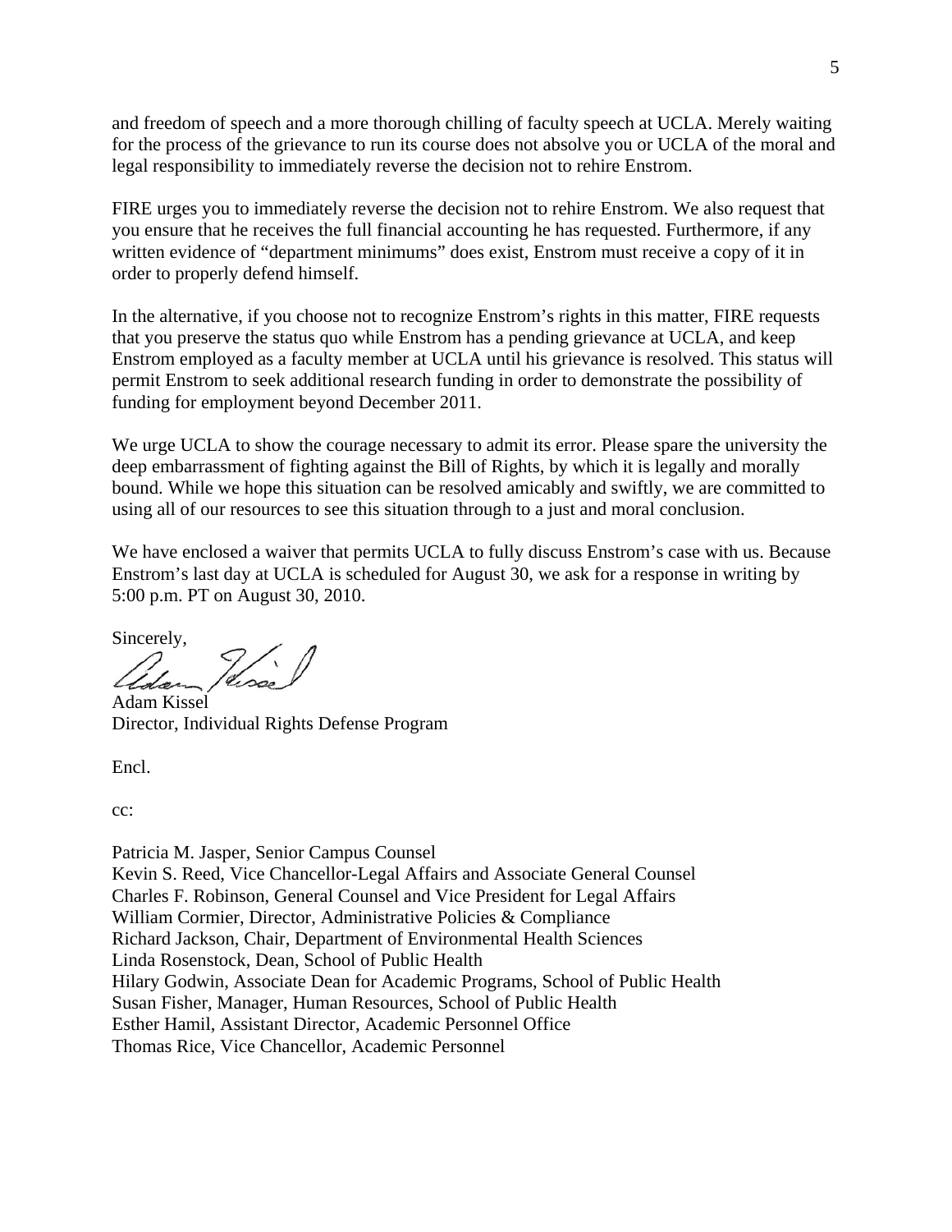and freedom of speech and a more thorough chilling of faculty speech at UCLA. Merely waiting for the process of the grievance to run its course does not absolve you or UCLA of the moral and legal responsibility to immediately reverse the decision not to rehire Enstrom.

FIRE urges you to immediately reverse the decision not to rehire Enstrom. We also request that you ensure that he receives the full financial accounting he has requested. Furthermore, if any written evidence of "department minimums" does exist, Enstrom must receive a copy of it in order to properly defend himself.

In the alternative, if you choose not to recognize Enstrom's rights in this matter, FIRE requests that you preserve the status quo while Enstrom has a pending grievance at UCLA, and keep Enstrom employed as a faculty member at UCLA until his grievance is resolved. This status will permit Enstrom to seek additional research funding in order to demonstrate the possibility of funding for employment beyond December 2011.

We urge UCLA to show the courage necessary to admit its error. Please spare the university the deep embarrassment of fighting against the Bill of Rights, by which it is legally and morally bound. While we hope this situation can be resolved amicably and swiftly, we are committed to using all of our resources to see this situation through to a just and moral conclusion.

We have enclosed a waiver that permits UCLA to fully discuss Enstrom's case with us. Because Enstrom's last day at UCLA is scheduled for August 30, we ask for a response in writing by 5:00 p.m. PT on August 30, 2010.

Sincerely,

Adam Kissel
Director, Individual Rights Defense Program

Encl.

cc:

Patricia M. Jasper, Senior Campus Counsel
Kevin S. Reed, Vice Chancellor-Legal Affairs and Associate General Counsel
Charles F. Robinson, General Counsel and Vice President for Legal Affairs
William Cormier, Director, Administrative Policies & Compliance
Richard Jackson, Chair, Department of Environmental Health Sciences
Linda Rosenstock, Dean, School of Public Health
Hilary Godwin, Associate Dean for Academic Programs, School of Public Health
Susan Fisher, Manager, Human Resources, School of Public Health
Esther Hamil, Assistant Director, Academic Personnel Office
Thomas Rice, Vice Chancellor, Academic Personnel